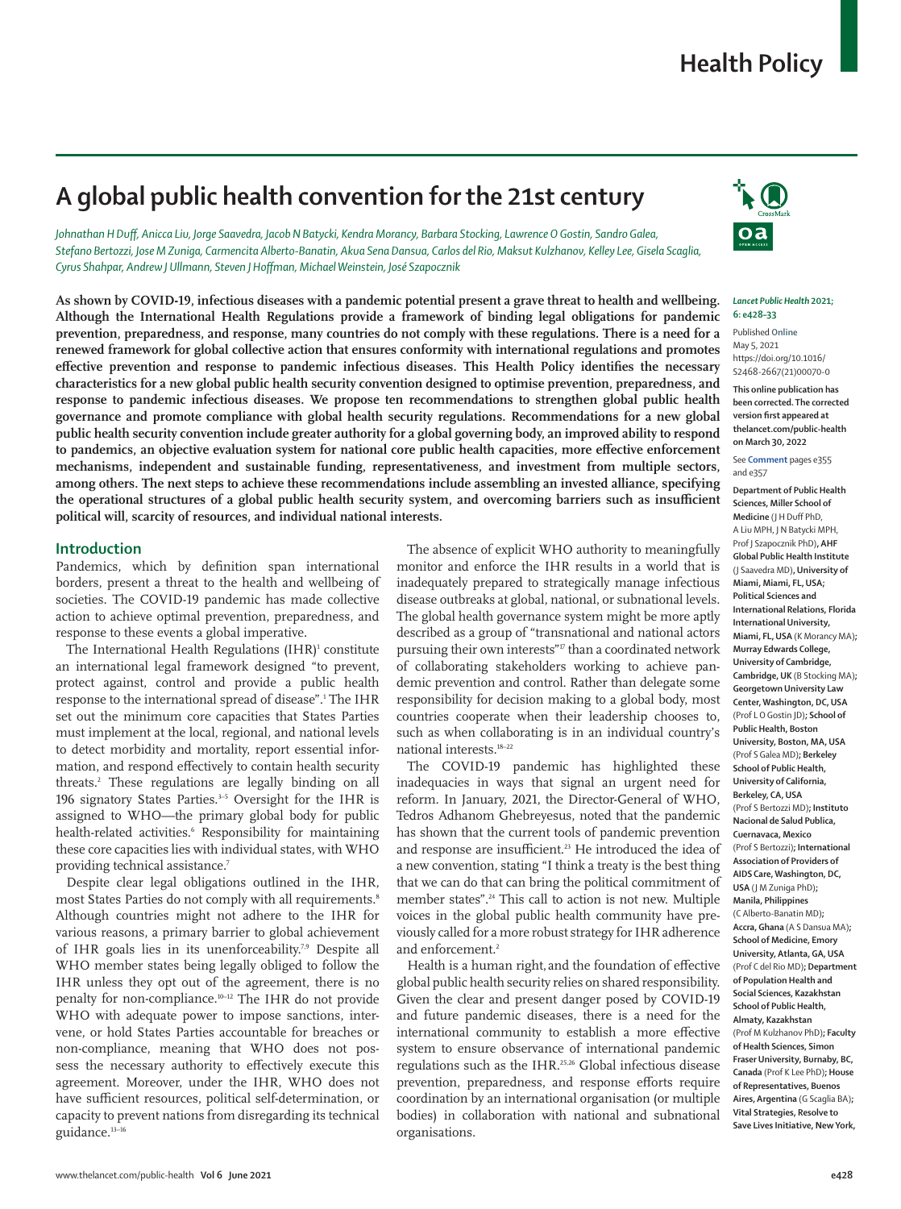# A global public health convention for the 21st century

*Johnathan H Duff, Anicca Liu, Jorge Saavedra, Jacob N Batycki, Kendra Morancy, Barbara Stocking, Lawrence O Gostin, Sandro Galea, Stefano Bertozzi, Jose M Zuniga, Carmencita Alberto-Banatin, Akua Sena Dansua, Carlos del Rio, Maksut Kulzhanov, Kelley Lee, Gisela Scaglia, Cyrus Shahpar, Andrew J Ullmann, Steven J Hoffman, Michael Weinstein, José Szapocznik*

**As shown by COVID-19, infectious diseases with a pandemic potential present a grave threat to health and wellbeing. Although the International Health Regulations provide a framework of binding legal obligations for pandemic prevention, preparedness, and response, many countries do not comply with these regulations. There is a need for a renewed framework for global collective action that ensures conformity with international regulations and promotes effective prevention and response to pandemic infectious diseases. This Health Policy identifies the necessary characteristics for a new global public health security convention designed to optimise prevention, preparedness, and response to pandemic infectious diseases. We propose ten recommendations to strengthen global public health governance and promote compliance with global health security regulations. Recommendations for a new global public health security convention include greater authority for a global governing body, an improved ability to respond to pandemics, an objective evaluation system for national core public health capacities, more effective enforcement mechanisms, independent and sustainable funding, representativeness, and investment from multiple sectors, among others. The next steps to achieve these recommendations include assembling an invested alliance, specifying the operational structures of a global public health security system, and overcoming barriers such as insufficient political will, scarcity of resources, and individual national interests.**

*Lancet Public Health* 2021; 6: e428–33

Published Online May 5, 2021 https://doi.org/10.1016/S2468-2667(21)00070-0

This online publication has been corrected. The corrected version first appeared at thelancet.com/public-health on March 30, 2022

See **Comment** pages e355 and e357

**Department of Public Health Sciences, Miller School of Medicine** (J H Duff PhD, A Liu MPH, J N Batycki MPH, Prof J Szapocznik PhD)**, AHF Global Public Health Institute** (J Saavedra MD)**, University of Miami, Miami, FL, USA; Political Sciences and International Relations, Florida International University, Miami, FL, USA** (K Morancy MA)**; Murray Edwards College, University of Cambridge, Cambridge, UK** (B Stocking MA)**; Georgetown University Law Center, Washington, DC, USA** (Prof L O Gostin JD)**; School of Public Health, Boston University, Boston, MA, USA** (Prof S Galea MD)**; Berkeley School of Public Health, University of California, Berkeley, CA, USA** (Prof S Bertozzi MD)**; Instituto Nacional de Salud Publica, Cuernavaca, Mexico** (Prof S Bertozzi)**; International Association of Providers of AIDS Care, Washington, DC, USA** (J M Zuniga PhD)**; Manila, Philippines** (C Alberto-Banatin MD)**; Accra, Ghana** (A S Dansua MA)**; School of Medicine, Emory University, Atlanta, GA, USA** (Prof C del Rio MD)**; Department of Population Health and Social Sciences, Kazakhstan School of Public Health, Almaty, Kazakhstan** (Prof M Kulzhanov PhD)**; Faculty of Health Sciences, Simon Fraser University, Burnaby, BC, Canada** (Prof K Lee PhD)**; House of Representatives, Buenos Aires, Argentina** (G Scaglia BA)**; Vital Strategies, Resolve to Save Lives Initiative, New York,**

## Introduction

Pandemics, which by definition span international borders, present a threat to the health and wellbeing of societies. The COVID-19 pandemic has made collective action to achieve optimal prevention, preparedness, and response to these events a global imperative.

The International Health Regulations (IHR)[1] constitute an international legal framework designed "to prevent, protect against, control and provide a public health response to the international spread of disease".[1] The IHR set out the minimum core capacities that States Parties must implement at the local, regional, and national levels to detect morbidity and mortality, report essential information, and respond effectively to contain health security threats.[2] These regulations are legally binding on all 196 signatory States Parties.[3–5] Oversight for the IHR is assigned to WHO—the primary global body for public health-related activities.[6] Responsibility for maintaining these core capacities lies with individual states, with WHO providing technical assistance.[7]

Despite clear legal obligations outlined in the IHR, most States Parties do not comply with all requirements.[8] Although countries might not adhere to the IHR for various reasons, a primary barrier to global achievement of IHR goals lies in its unenforceability.[7,9] Despite all WHO member states being legally obliged to follow the IHR unless they opt out of the agreement, there is no penalty for non-compliance.[10–12] The IHR do not provide WHO with adequate power to impose sanctions, intervene, or hold States Parties accountable for breaches or non-compliance, meaning that WHO does not possess the necessary authority to effectively execute this agreement. Moreover, under the IHR, WHO does not have sufficient resources, political self-determination, or capacity to prevent nations from disregarding its technical guidance.[13–16]

The absence of explicit WHO authority to meaningfully monitor and enforce the IHR results in a world that is inadequately prepared to strategically manage infectious disease outbreaks at global, national, or subnational levels. The global health governance system might be more aptly described as a group of "transnational and national actors pursuing their own interests"[17] than a coordinated network of collaborating stakeholders working to achieve pandemic prevention and control. Rather than delegate some responsibility for decision making to a global body, most countries cooperate when their leadership chooses to, such as when collaborating is in an individual country's national interests.[18–22]

The COVID-19 pandemic has highlighted these inadequacies in ways that signal an urgent need for reform. In January, 2021, the Director-General of WHO, Tedros Adhanom Ghebreyesus, noted that the pandemic has shown that the current tools of pandemic prevention and response are insufficient.[23] He introduced the idea of a new convention, stating "I think a treaty is the best thing that we can do that can bring the political commitment of member states".[24] This call to action is not new. Multiple voices in the global public health community have previously called for a more robust strategy for IHR adherence and enforcement.[2]

Health is a human right, and the foundation of effective global public health security relies on shared responsibility. Given the clear and present danger posed by COVID-19 and future pandemic diseases, there is a need for the international community to establish a more effective system to ensure observance of international pandemic regulations such as the IHR.[25,26] Global infectious disease prevention, preparedness, and response efforts require coordination by an international organisation (or multiple bodies) in collaboration with national and subnational organisations.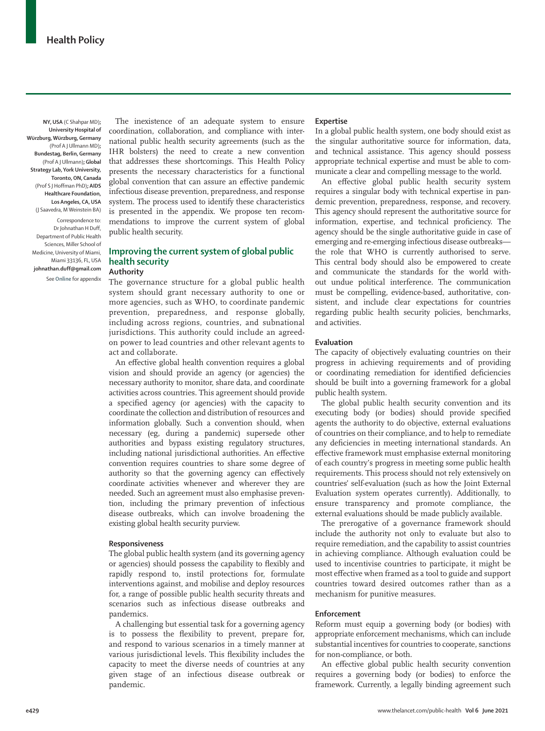NY, USA (C Shahpar MD); University Hospital of Würzburg, Würzburg, Germany (Prof A J Ullmann MD); Bundestag, Berlin, Germany (Prof A J Ullmann); Global Strategy Lab, York University, Toronto, ON, Canada (Prof S J Hoffman PhD); AIDS Healthcare Foundation, Los Angeles, CA, USA (J Saavedra, M Weinstein BA)

Correspondence to: Dr Johnathan H Duff, Department of Public Health Sciences, Miller School of Medicine, University of Miami, Miami 33136, FL, USA johnathan.duff@gmail.com

See Online for appendix

The inexistence of an adequate system to ensure coordination, collaboration, and compliance with international public health security agreements (such as the IHR bolsters) the need to create a new convention that addresses these shortcomings. This Health Policy presents the necessary characteristics for a functional global convention that can assure an effective pandemic infectious disease prevention, preparedness, and response system. The process used to identify these characteristics is presented in the appendix. We propose ten recommendations to improve the current system of global public health security.

## Improving the current system of global public health security

### Authority

The governance structure for a global public health system should grant necessary authority to one or more agencies, such as WHO, to coordinate pandemic prevention, preparedness, and response globally, including across regions, countries, and subnational jurisdictions. This authority could include an agreed-on power to lead countries and other relevant agents to act and collaborate.

An effective global health convention requires a global vision and should provide an agency (or agencies) the necessary authority to monitor, share data, and coordinate activities across countries. This agreement should provide a specified agency (or agencies) with the capacity to coordinate the collection and distribution of resources and information globally. Such a convention should, when necessary (eg, during a pandemic) supersede other authorities and bypass existing regulatory structures, including national jurisdictional authorities. An effective convention requires countries to share some degree of authority so that the governing agency can effectively coordinate activities whenever and wherever they are needed. Such an agreement must also emphasise prevention, including the primary prevention of infectious disease outbreaks, which can involve broadening the existing global health security purview.

### Responsiveness

The global public health system (and its governing agency or agencies) should possess the capability to flexibly and rapidly respond to, instil protections for, formulate interventions against, and mobilise and deploy resources for, a range of possible public health security threats and scenarios such as infectious disease outbreaks and pandemics.

A challenging but essential task for a governing agency is to possess the flexibility to prevent, prepare for, and respond to various scenarios in a timely manner at various jurisdictional levels. This flexibility includes the capacity to meet the diverse needs of countries at any given stage of an infectious disease outbreak or pandemic.

### Expertise

In a global public health system, one body should exist as the singular authoritative source for information, data, and technical assistance. This agency should possess appropriate technical expertise and must be able to communicate a clear and compelling message to the world.

An effective global public health security system requires a singular body with technical expertise in pandemic prevention, preparedness, response, and recovery. This agency should represent the authoritative source for information, expertise, and technical proficiency. The agency should be the single authoritative guide in case of emerging and re-emerging infectious disease outbreaks—the role that WHO is currently authorised to serve. This central body should also be empowered to create and communicate the standards for the world without undue political interference. The communication must be compelling, evidence-based, authoritative, consistent, and include clear expectations for countries regarding public health security policies, benchmarks, and activities.

### Evaluation

The capacity of objectively evaluating countries on their progress in achieving requirements and of providing or coordinating remediation for identified deficiencies should be built into a governing framework for a global public health system.

The global public health security convention and its executing body (or bodies) should provide specified agents the authority to do objective, external evaluations of countries on their compliance, and to help to remediate any deficiencies in meeting international standards. An effective framework must emphasise external monitoring of each country's progress in meeting some public health requirements. This process should not rely extensively on countries' self-evaluation (such as how the Joint External Evaluation system operates currently). Additionally, to ensure transparency and promote compliance, the external evaluations should be made publicly available.

The prerogative of a governance framework should include the authority not only to evaluate but also to require remediation, and the capability to assist countries in achieving compliance. Although evaluation could be used to incentivise countries to participate, it might be most effective when framed as a tool to guide and support countries toward desired outcomes rather than as a mechanism for punitive measures.

### Enforcement

Reform must equip a governing body (or bodies) with appropriate enforcement mechanisms, which can include substantial incentives for countries to cooperate, sanctions for non-compliance, or both.

An effective global public health security convention requires a governing body (or bodies) to enforce the framework. Currently, a legally binding agreement such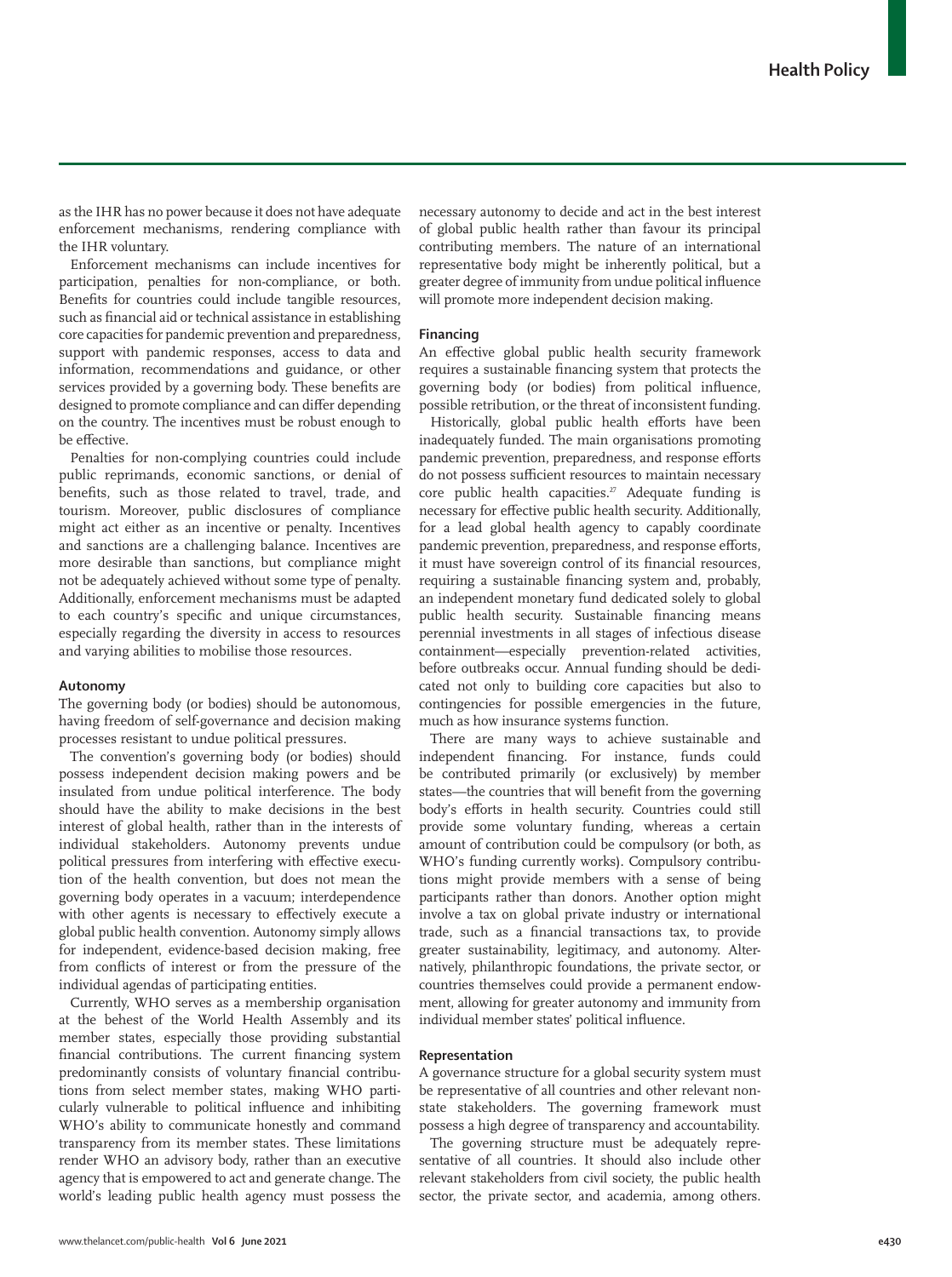as the IHR has no power because it does not have adequate enforcement mechanisms, rendering compliance with the IHR voluntary.

Enforcement mechanisms can include incentives for participation, penalties for non-compliance, or both. Benefits for countries could include tangible resources, such as financial aid or technical assistance in establishing core capacities for pandemic prevention and preparedness, support with pandemic responses, access to data and information, recommendations and guidance, or other services provided by a governing body. These benefits are designed to promote compliance and can differ depending on the country. The incentives must be robust enough to be effective.

Penalties for non-complying countries could include public reprimands, economic sanctions, or denial of benefits, such as those related to travel, trade, and tourism. Moreover, public disclosures of compliance might act either as an incentive or penalty. Incentives and sanctions are a challenging balance. Incentives are more desirable than sanctions, but compliance might not be adequately achieved without some type of penalty. Additionally, enforcement mechanisms must be adapted to each country's specific and unique circumstances, especially regarding the diversity in access to resources and varying abilities to mobilise those resources.

### Autonomy

The governing body (or bodies) should be autonomous, having freedom of self-governance and decision making processes resistant to undue political pressures.

The convention's governing body (or bodies) should possess independent decision making powers and be insulated from undue political interference. The body should have the ability to make decisions in the best interest of global health, rather than in the interests of individual stakeholders. Autonomy prevents undue political pressures from interfering with effective execution of the health convention, but does not mean the governing body operates in a vacuum; interdependence with other agents is necessary to effectively execute a global public health convention. Autonomy simply allows for independent, evidence-based decision making, free from conflicts of interest or from the pressure of the individual agendas of participating entities.

Currently, WHO serves as a membership organisation at the behest of the World Health Assembly and its member states, especially those providing substantial financial contributions. The current financing system predominantly consists of voluntary financial contributions from select member states, making WHO particularly vulnerable to political influence and inhibiting WHO's ability to communicate honestly and command transparency from its member states. These limitations render WHO an advisory body, rather than an executive agency that is empowered to act and generate change. The world's leading public health agency must possess the necessary autonomy to decide and act in the best interest of global public health rather than favour its principal contributing members. The nature of an international representative body might be inherently political, but a greater degree of immunity from undue political influence will promote more independent decision making.

### Financing

An effective global public health security framework requires a sustainable financing system that protects the governing body (or bodies) from political influence, possible retribution, or the threat of inconsistent funding.

Historically, global public health efforts have been inadequately funded. The main organisations promoting pandemic prevention, preparedness, and response efforts do not possess sufficient resources to maintain necessary core public health capacities.[27] Adequate funding is necessary for effective public health security. Additionally, for a lead global health agency to capably coordinate pandemic prevention, preparedness, and response efforts, it must have sovereign control of its financial resources, requiring a sustainable financing system and, probably, an independent monetary fund dedicated solely to global public health security. Sustainable financing means perennial investments in all stages of infectious disease containment—especially prevention-related activities, before outbreaks occur. Annual funding should be dedicated not only to building core capacities but also to contingencies for possible emergencies in the future, much as how insurance systems function.

There are many ways to achieve sustainable and independent financing. For instance, funds could be contributed primarily (or exclusively) by member states—the countries that will benefit from the governing body's efforts in health security. Countries could still provide some voluntary funding, whereas a certain amount of contribution could be compulsory (or both, as WHO's funding currently works). Compulsory contributions might provide members with a sense of being participants rather than donors. Another option might involve a tax on global private industry or international trade, such as a financial transactions tax, to provide greater sustainability, legitimacy, and autonomy. Alternatively, philanthropic foundations, the private sector, or countries themselves could provide a permanent endowment, allowing for greater autonomy and immunity from individual member states' political influence.

### Representation

A governance structure for a global security system must be representative of all countries and other relevant non-state stakeholders. The governing framework must possess a high degree of transparency and accountability.

The governing structure must be adequately representative of all countries. It should also include other relevant stakeholders from civil society, the public health sector, the private sector, and academia, among others.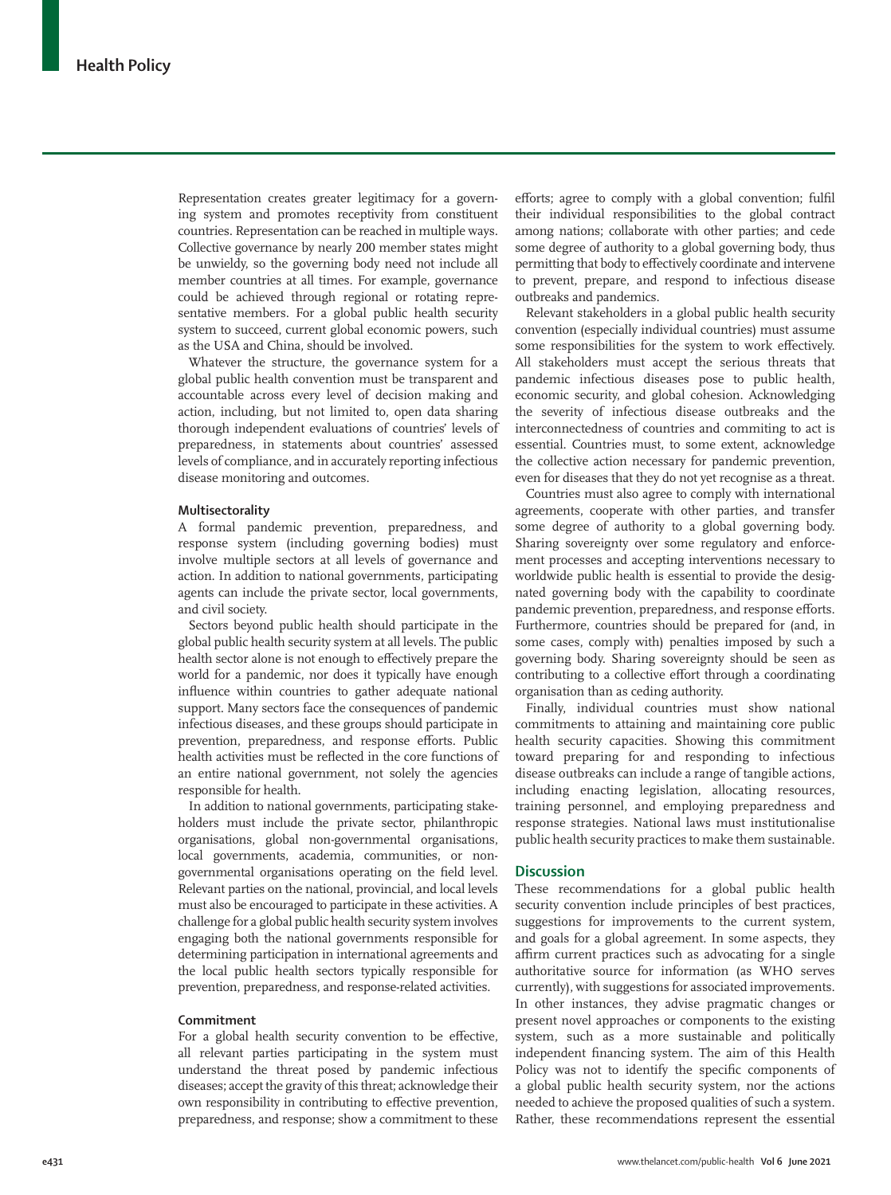Representation creates greater legitimacy for a governing system and promotes receptivity from constituent countries. Representation can be reached in multiple ways. Collective governance by nearly 200 member states might be unwieldy, so the governing body need not include all member countries at all times. For example, governance could be achieved through regional or rotating representative members. For a global public health security system to succeed, current global economic powers, such as the USA and China, should be involved.

Whatever the structure, the governance system for a global public health convention must be transparent and accountable across every level of decision making and action, including, but not limited to, open data sharing thorough independent evaluations of countries' levels of preparedness, in statements about countries' assessed levels of compliance, and in accurately reporting infectious disease monitoring and outcomes.

### Multisectorality

A formal pandemic prevention, preparedness, and response system (including governing bodies) must involve multiple sectors at all levels of governance and action. In addition to national governments, participating agents can include the private sector, local governments, and civil society.

Sectors beyond public health should participate in the global public health security system at all levels. The public health sector alone is not enough to effectively prepare the world for a pandemic, nor does it typically have enough influence within countries to gather adequate national support. Many sectors face the consequences of pandemic infectious diseases, and these groups should participate in prevention, preparedness, and response efforts. Public health activities must be reflected in the core functions of an entire national government, not solely the agencies responsible for health.

In addition to national governments, participating stakeholders must include the private sector, philanthropic organisations, global non-governmental organisations, local governments, academia, communities, or non-governmental organisations operating on the field level. Relevant parties on the national, provincial, and local levels must also be encouraged to participate in these activities. A challenge for a global public health security system involves engaging both the national governments responsible for determining participation in international agreements and the local public health sectors typically responsible for prevention, preparedness, and response-related activities.

### Commitment

For a global health security convention to be effective, all relevant parties participating in the system must understand the threat posed by pandemic infectious diseases; accept the gravity of this threat; acknowledge their own responsibility in contributing to effective prevention, preparedness, and response; show a commitment to these efforts; agree to comply with a global convention; fulfil their individual responsibilities to the global contract among nations; collaborate with other parties; and cede some degree of authority to a global governing body, thus permitting that body to effectively coordinate and intervene to prevent, prepare, and respond to infectious disease outbreaks and pandemics.

Relevant stakeholders in a global public health security convention (especially individual countries) must assume some responsibilities for the system to work effectively. All stakeholders must accept the serious threats that pandemic infectious diseases pose to public health, economic security, and global cohesion. Acknowledging the severity of infectious disease outbreaks and the interconnectedness of countries and commiting to act is essential. Countries must, to some extent, acknowledge the collective action necessary for pandemic prevention, even for diseases that they do not yet recognise as a threat.

Countries must also agree to comply with international agreements, cooperate with other parties, and transfer some degree of authority to a global governing body. Sharing sovereignty over some regulatory and enforcement processes and accepting interventions necessary to worldwide public health is essential to provide the designated governing body with the capability to coordinate pandemic prevention, preparedness, and response efforts. Furthermore, countries should be prepared for (and, in some cases, comply with) penalties imposed by such a governing body. Sharing sovereignty should be seen as contributing to a collective effort through a coordinating organisation than as ceding authority.

Finally, individual countries must show national commitments to attaining and maintaining core public health security capacities. Showing this commitment toward preparing for and responding to infectious disease outbreaks can include a range of tangible actions, including enacting legislation, allocating resources, training personnel, and employing preparedness and response strategies. National laws must institutionalise public health security practices to make them sustainable.

## Discussion

These recommendations for a global public health security convention include principles of best practices, suggestions for improvements to the current system, and goals for a global agreement. In some aspects, they affirm current practices such as advocating for a single authoritative source for information (as WHO serves currently), with suggestions for associated improvements. In other instances, they advise pragmatic changes or present novel approaches or components to the existing system, such as a more sustainable and politically independent financing system. The aim of this Health Policy was not to identify the specific components of a global public health security system, nor the actions needed to achieve the proposed qualities of such a system. Rather, these recommendations represent the essential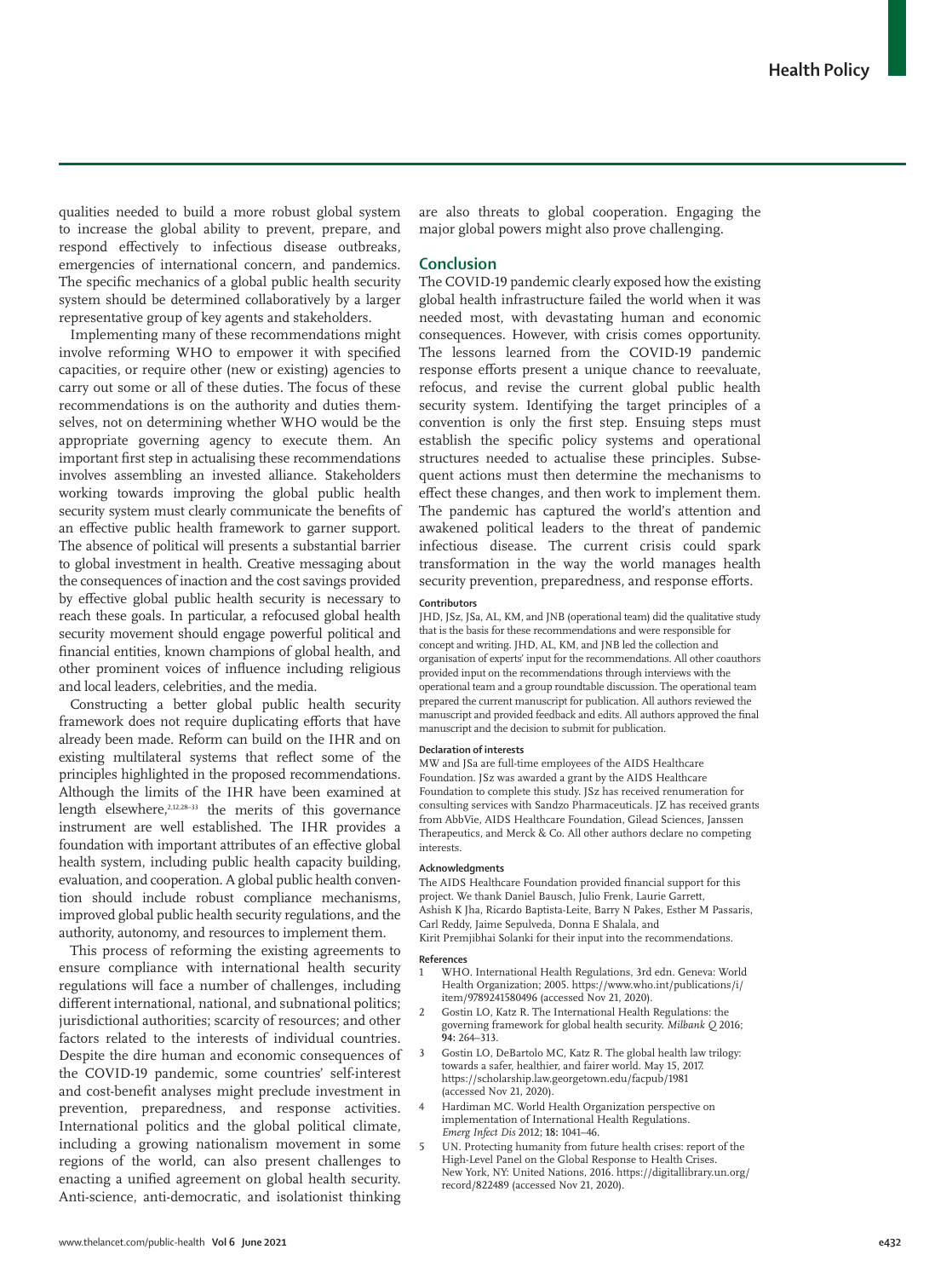qualities needed to build a more robust global system to increase the global ability to prevent, prepare, and respond effectively to infectious disease outbreaks, emergencies of international concern, and pandemics. The specific mechanics of a global public health security system should be determined collaboratively by a larger representative group of key agents and stakeholders.

Implementing many of these recommendations might involve reforming WHO to empower it with specified capacities, or require other (new or existing) agencies to carry out some or all of these duties. The focus of these recommendations is on the authority and duties themselves, not on determining whether WHO would be the appropriate governing agency to execute them. An important first step in actualising these recommendations involves assembling an invested alliance. Stakeholders working towards improving the global public health security system must clearly communicate the benefits of an effective public health framework to garner support. The absence of political will presents a substantial barrier to global investment in health. Creative messaging about the consequences of inaction and the cost savings provided by effective global public health security is necessary to reach these goals. In particular, a refocused global health security movement should engage powerful political and financial entities, known champions of global health, and other prominent voices of influence including religious and local leaders, celebrities, and the media.

Constructing a better global public health security framework does not require duplicating efforts that have already been made. Reform can build on the IHR and on existing multilateral systems that reflect some of the principles highlighted in the proposed recommendations. Although the limits of the IHR have been examined at length elsewhere,[2,12,28–33] the merits of this governance instrument are well established. The IHR provides a foundation with important attributes of an effective global health system, including public health capacity building, evaluation, and cooperation. A global public health convention should include robust compliance mechanisms, improved global public health security regulations, and the authority, autonomy, and resources to implement them.

This process of reforming the existing agreements to ensure compliance with international health security regulations will face a number of challenges, including different international, national, and subnational politics; jurisdictional authorities; scarcity of resources; and other factors related to the interests of individual countries. Despite the dire human and economic consequences of the COVID-19 pandemic, some countries' self-interest and cost-benefit analyses might preclude investment in prevention, preparedness, and response activities. International politics and the global political climate, including a growing nationalism movement in some regions of the world, can also present challenges to enacting a unified agreement on global health security. Anti-science, anti-democratic, and isolationist thinking are also threats to global cooperation. Engaging the major global powers might also prove challenging.

## Conclusion

The COVID-19 pandemic clearly exposed how the existing global health infrastructure failed the world when it was needed most, with devastating human and economic consequences. However, with crisis comes opportunity. The lessons learned from the COVID-19 pandemic response efforts present a unique chance to reevaluate, refocus, and revise the current global public health security system. Identifying the target principles of a convention is only the first step. Ensuing steps must establish the specific policy systems and operational structures needed to actualise these principles. Subsequent actions must then determine the mechanisms to effect these changes, and then work to implement them. The pandemic has captured the world's attention and awakened political leaders to the threat of pandemic infectious disease. The current crisis could spark transformation in the way the world manages health security prevention, preparedness, and response efforts.

#### Contributors

JHD, JSz, JSa, AL, KM, and JNB (operational team) did the qualitative study that is the basis for these recommendations and were responsible for concept and writing. JHD, AL, KM, and JNB led the collection and organisation of experts' input for the recommendations. All other coauthors provided input on the recommendations through interviews with the operational team and a group roundtable discussion. The operational team prepared the current manuscript for publication. All authors reviewed the manuscript and provided feedback and edits. All authors approved the final manuscript and the decision to submit for publication.

#### Declaration of interests

MW and JSa are full-time employees of the AIDS Healthcare Foundation. JSz was awarded a grant by the AIDS Healthcare Foundation to complete this study. JSz has received renumeration for consulting services with Sandzo Pharmaceuticals. JZ has received grants from AbbVie, AIDS Healthcare Foundation, Gilead Sciences, Janssen Therapeutics, and Merck & Co. All other authors declare no competing interests.

#### Acknowledgments

The AIDS Healthcare Foundation provided financial support for this project. We thank Daniel Bausch, Julio Frenk, Laurie Garrett, Ashish K Jha, Ricardo Baptista-Leite, Barry N Pakes, Esther M Passaris, Carl Reddy, Jaime Sepulveda, Donna E Shalala, and Kirit Premjibhai Solanki for their input into the recommendations.

#### References

1. WHO. International Health Regulations, 3rd edn. Geneva: World Health Organization; 2005. https://www.who.int/publications/i/item/9789241580496 (accessed Nov 21, 2020).
2. Gostin LO, Katz R. The International Health Regulations: the governing framework for global health security. *Milbank Q* 2016; **94:** 264–313.
3. Gostin LO, DeBartolo MC, Katz R. The global health law trilogy: towards a safer, healthier, and fairer world. May 15, 2017. https://scholarship.law.georgetown.edu/facpub/1981 (accessed Nov 21, 2020).
4. Hardiman MC. World Health Organization perspective on implementation of International Health Regulations. *Emerg Infect Dis* 2012; **18:** 1041–46.
5. UN. Protecting humanity from future health crises: report of the High-Level Panel on the Global Response to Health Crises. New York, NY: United Nations, 2016. https://digitallibrary.un.org/record/822489 (accessed Nov 21, 2020).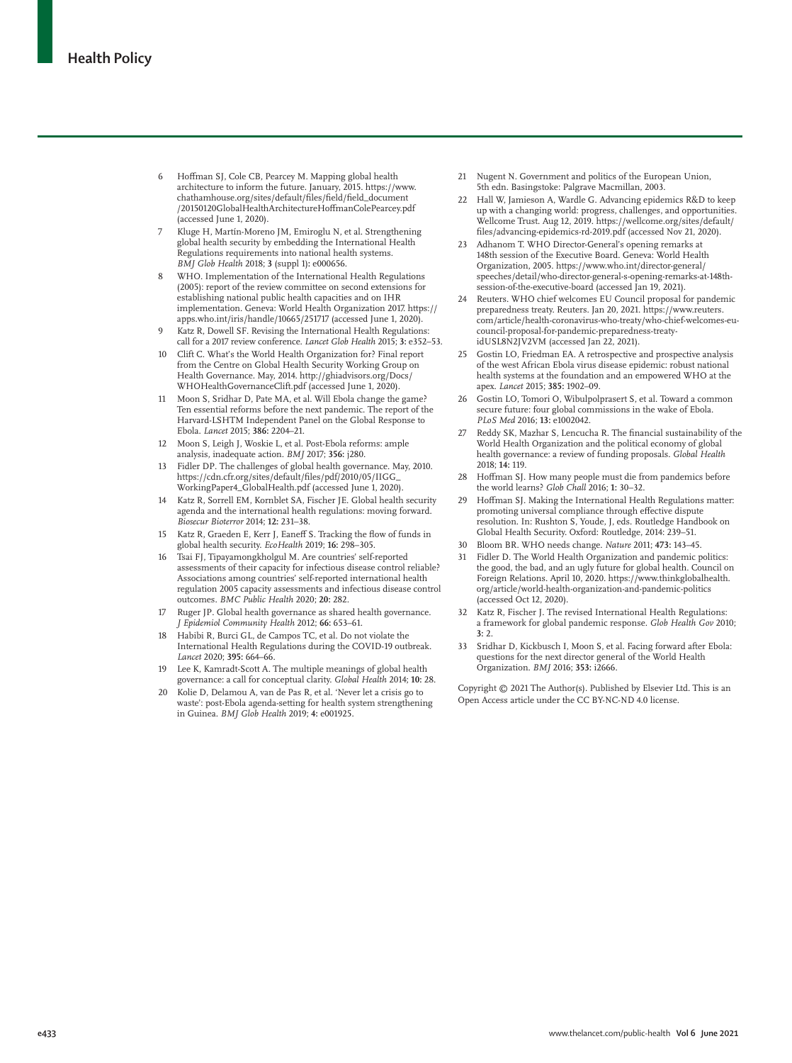6 Hoffman SJ, Cole CB, Pearcey M. Mapping global health architecture to inform the future. January, 2015. https://www.chathamhouse.org/sites/default/files/field/field_document/20150120GlobalHealthArchitectureHoffmanColePearcey.pdf (accessed June 1, 2020).

7 Kluge H, Martín-Moreno JM, Emiroglu N, et al. Strengthening global health security by embedding the International Health Regulations requirements into national health systems. *BMJ Glob Health* 2018; **3** (suppl 1)**:** e000656.

8 WHO. Implementation of the International Health Regulations (2005): report of the review committee on second extensions for establishing national public health capacities and on IHR implementation. Geneva: World Health Organization 2017. https://apps.who.int/iris/handle/10665/251717 (accessed June 1, 2020).

9 Katz R, Dowell SF. Revising the International Health Regulations: call for a 2017 review conference. *Lancet Glob Health* 2015; **3:** e352–53.

10 Clift C. What's the World Health Organization for? Final report from the Centre on Global Health Security Working Group on Health Governance. May, 2014. http://ghiadvisors.org/Docs/WHOHealthGovernanceClift.pdf (accessed June 1, 2020).

11 Moon S, Sridhar D, Pate MA, et al. Will Ebola change the game? Ten essential reforms before the next pandemic. The report of the Harvard-LSHTM Independent Panel on the Global Response to Ebola. *Lancet* 2015; **386:** 2204–21.

12 Moon S, Leigh J, Woskie L, et al. Post-Ebola reforms: ample analysis, inadequate action. *BMJ* 2017; **356:** j280.

13 Fidler DP. The challenges of global health governance. May, 2010. https://cdn.cfr.org/sites/default/files/pdf/2010/05/IIGG_WorkingPaper4_GlobalHealth.pdf (accessed June 1, 2020).

14 Katz R, Sorrell EM, Kornblet SA, Fischer JE. Global health security agenda and the international health regulations: moving forward. *Biosecur Bioterror* 2014; **12:** 231–38.

15 Katz R, Graeden E, Kerr J, Eaneff S. Tracking the flow of funds in global health security. *EcoHealth* 2019; **16:** 298–305.

16 Tsai FJ, Tipayamongkholgul M. Are countries' self-reported assessments of their capacity for infectious disease control reliable? Associations among countries' self-reported international health regulation 2005 capacity assessments and infectious disease control outcomes. *BMC Public Health* 2020; **20:** 282.

17 Ruger JP. Global health governance as shared health governance. *J Epidemiol Community Health* 2012; **66:** 653–61.

18 Habibi R, Burci GL, de Campos TC, et al. Do not violate the International Health Regulations during the COVID-19 outbreak. *Lancet* 2020; **395:** 664–66.

19 Lee K, Kamradt-Scott A. The multiple meanings of global health governance: a call for conceptual clarity. *Global Health* 2014; **10:** 28.

20 Kolie D, Delamou A, van de Pas R, et al. 'Never let a crisis go to waste': post-Ebola agenda-setting for health system strengthening in Guinea. *BMJ Glob Health* 2019; **4:** e001925.

21 Nugent N. Government and politics of the European Union, 5th edn. Basingstoke: Palgrave Macmillan, 2003.

22 Hall W, Jamieson A, Wardle G. Advancing epidemics R&D to keep up with a changing world: progress, challenges, and opportunities. Wellcome Trust. Aug 12, 2019. https://wellcome.org/sites/default/files/advancing-epidemics-rd-2019.pdf (accessed Nov 21, 2020).

23 Adhanom T. WHO Director-General's opening remarks at 148th session of the Executive Board. Geneva: World Health Organization, 2005. https://www.who.int/director-general/speeches/detail/who-director-general-s-opening-remarks-at-148th-session-of-the-executive-board (accessed Jan 19, 2021).

24 Reuters. WHO chief welcomes EU Council proposal for pandemic preparedness treaty. Reuters. Jan 20, 2021. https://www.reuters.com/article/health-coronavirus-who-treaty/who-chief-welcomes-eu-council-proposal-for-pandemic-preparedness-treaty-idUSL8N2JV2VM (accessed Jan 22, 2021).

25 Gostin LO, Friedman EA. A retrospective and prospective analysis of the west African Ebola virus disease epidemic: robust national health systems at the foundation and an empowered WHO at the apex. *Lancet* 2015; **385:** 1902–09.

26 Gostin LO, Tomori O, Wibulpolprasert S, et al. Toward a common secure future: four global commissions in the wake of Ebola. *PLoS Med* 2016; **13:** e1002042.

27 Reddy SK, Mazhar S, Lencucha R. The financial sustainability of the World Health Organization and the political economy of global health governance: a review of funding proposals. *Global Health* 2018; **14:** 119.

28 Hoffman SJ. How many people must die from pandemics before the world learns? *Glob Chall* 2016; **1:** 30–32.

29 Hoffman SJ. Making the International Health Regulations matter: promoting universal compliance through effective dispute resolution. In: Rushton S, Youde, J, eds. Routledge Handbook on Global Health Security. Oxford: Routledge, 2014: 239–51.

30 Bloom BR. WHO needs change. *Nature* 2011; **473:** 143–45.

31 Fidler D. The World Health Organization and pandemic politics: the good, the bad, and an ugly future for global health. Council on Foreign Relations. April 10, 2020. https://www.thinkglobalhealth.org/article/world-health-organization-and-pandemic-politics (accessed Oct 12, 2020).

32 Katz R, Fischer J. The revised International Health Regulations: a framework for global pandemic response. *Glob Health Gov* 2010; **3:** 2.

33 Sridhar D, Kickbusch I, Moon S, et al. Facing forward after Ebola: questions for the next director general of the World Health Organization. *BMJ* 2016; **353:** i2666.

Copyright © 2021 The Author(s). Published by Elsevier Ltd. This is an Open Access article under the CC BY-NC-ND 4.0 license.